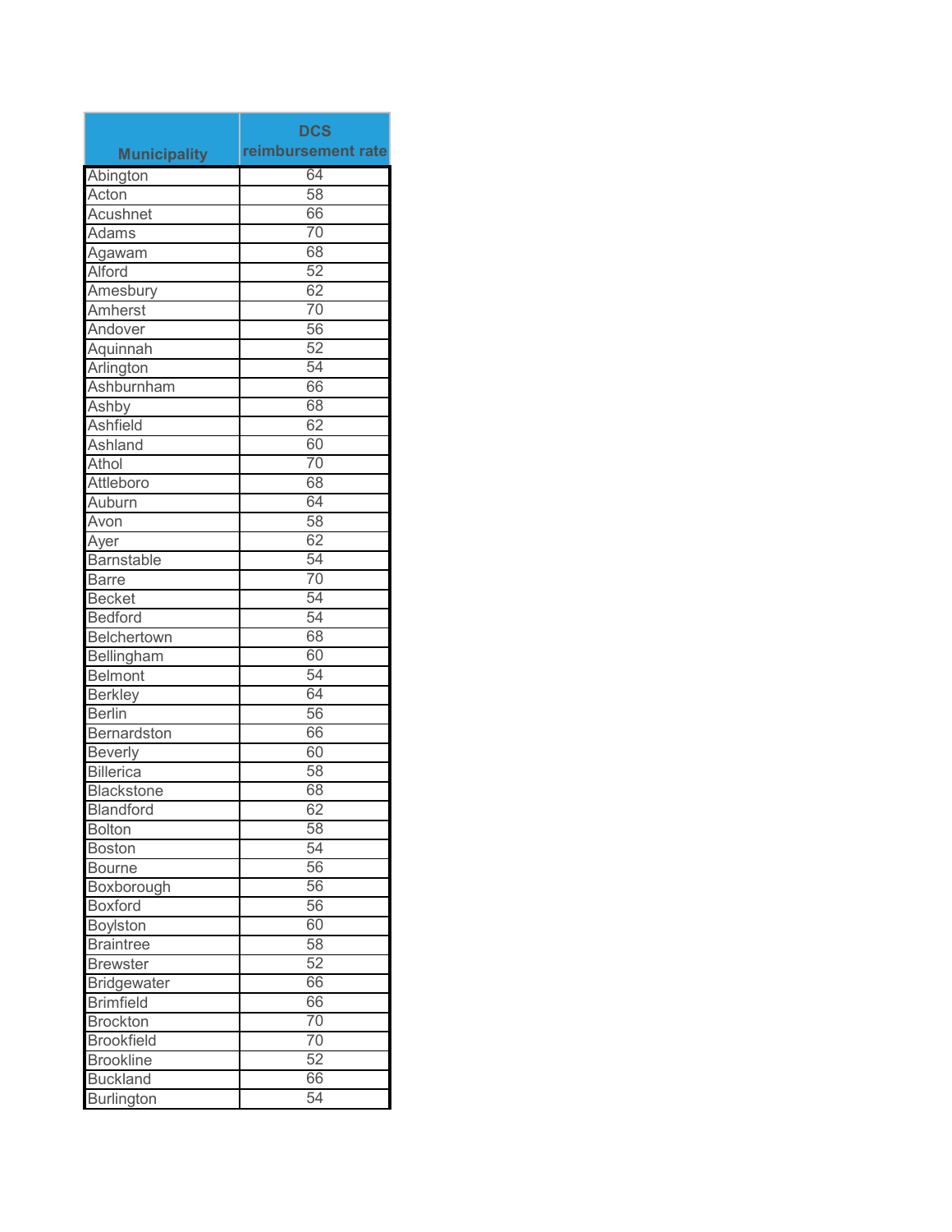| Municipality | DCS reimbursement rate |
| --- | --- |
| Abington | 64 |
| Acton | 58 |
| Acushnet | 66 |
| Adams | 70 |
| Agawam | 68 |
| Alford | 52 |
| Amesbury | 62 |
| Amherst | 70 |
| Andover | 56 |
| Aquinnah | 52 |
| Arlington | 54 |
| Ashburnham | 66 |
| Ashby | 68 |
| Ashfield | 62 |
| Ashland | 60 |
| Athol | 70 |
| Attleboro | 68 |
| Auburn | 64 |
| Avon | 58 |
| Ayer | 62 |
| Barnstable | 54 |
| Barre | 70 |
| Becket | 54 |
| Bedford | 54 |
| Belchertown | 68 |
| Bellingham | 60 |
| Belmont | 54 |
| Berkley | 64 |
| Berlin | 56 |
| Bernardston | 66 |
| Beverly | 60 |
| Billerica | 58 |
| Blackstone | 68 |
| Blandford | 62 |
| Bolton | 58 |
| Boston | 54 |
| Bourne | 56 |
| Boxborough | 56 |
| Boxford | 56 |
| Boylston | 60 |
| Braintree | 58 |
| Brewster | 52 |
| Bridgewater | 66 |
| Brimfield | 66 |
| Brockton | 70 |
| Brookfield | 70 |
| Brookline | 52 |
| Buckland | 66 |
| Burlington | 54 |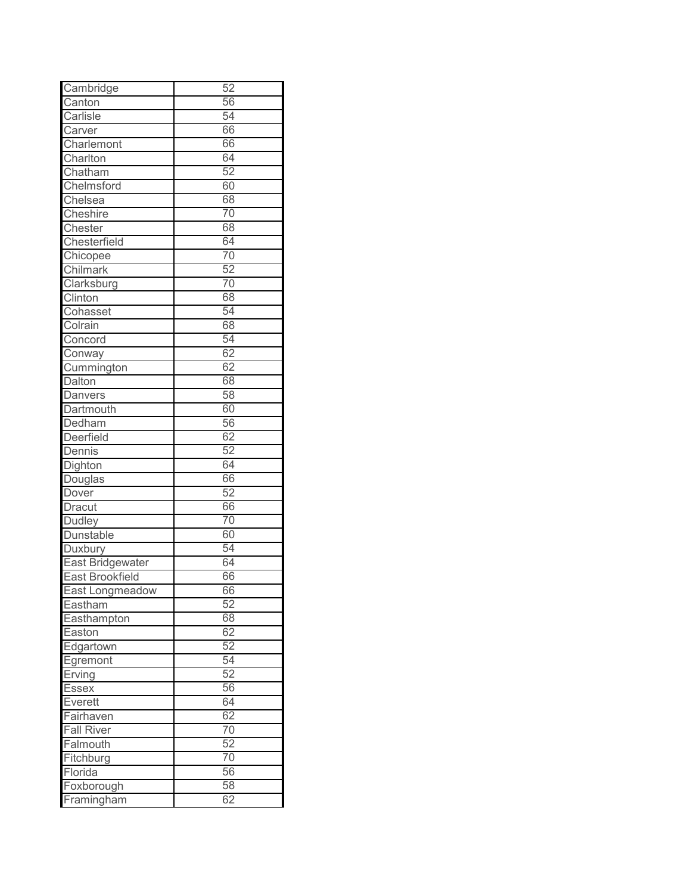| Cambridge | 52 |
|---|---|
| Canton | 56 |
| Carlisle | 54 |
| Carver | 66 |
| Charlemont | 66 |
| Charlton | 64 |
| Chatham | 52 |
| Chelmsford | 60 |
| Chelsea | 68 |
| Cheshire | 70 |
| Chester | 68 |
| Chesterfield | 64 |
| Chicopee | 70 |
| Chilmark | 52 |
| Clarksburg | 70 |
| Clinton | 68 |
| Cohasset | 54 |
| Colrain | 68 |
| Concord | 54 |
| Conway | 62 |
| Cummington | 62 |
| Dalton | 68 |
| Danvers | 58 |
| Dartmouth | 60 |
| Dedham | 56 |
| Deerfield | 62 |
| Dennis | 52 |
| Dighton | 64 |
| Douglas | 66 |
| Dover | 52 |
| Dracut | 66 |
| Dudley | 70 |
| Dunstable | 60 |
| Duxbury | 54 |
| East Bridgewater | 64 |
| East Brookfield | 66 |
| East Longmeadow | 66 |
| Eastham | 52 |
| Easthampton | 68 |
| Easton | 62 |
| Edgartown | 52 |
| Egremont | 54 |
| Erving | 52 |
| Essex | 56 |
| Everett | 64 |
| Fairhaven | 62 |
| Fall River | 70 |
| Falmouth | 52 |
| Fitchburg | 70 |
| Florida | 56 |
| Foxborough | 58 |
| Framingham | 62 |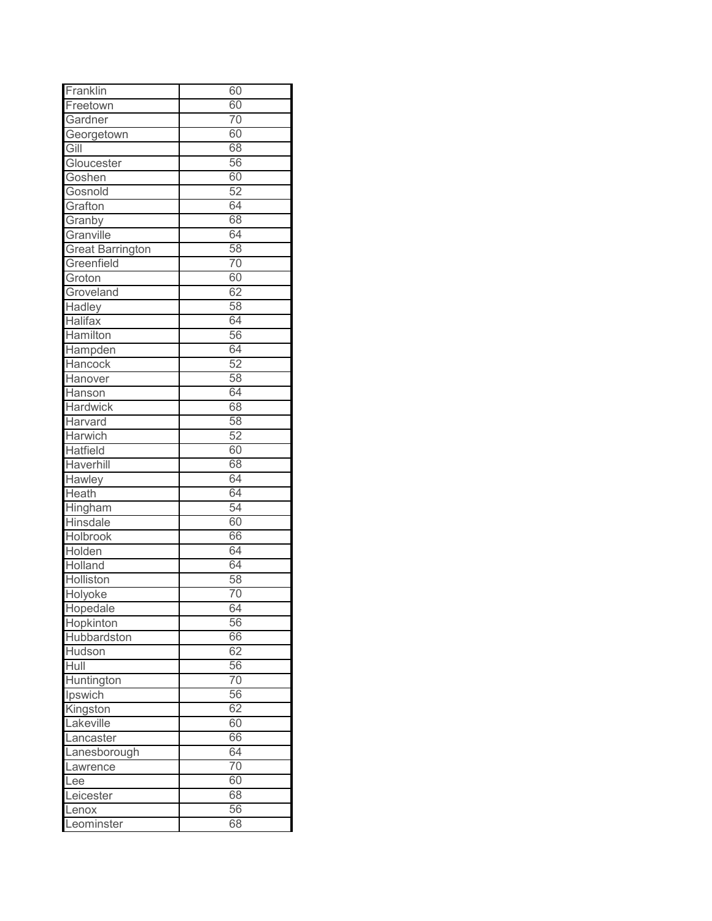| | |
|---|---|
| Franklin | 60 |
| Freetown | 60 |
| Gardner | 70 |
| Georgetown | 60 |
| Gill | 68 |
| Gloucester | 56 |
| Goshen | 60 |
| Gosnold | 52 |
| Grafton | 64 |
| Granby | 68 |
| Granville | 64 |
| Great Barrington | 58 |
| Greenfield | 70 |
| Groton | 60 |
| Groveland | 62 |
| Hadley | 58 |
| Halifax | 64 |
| Hamilton | 56 |
| Hampden | 64 |
| Hancock | 52 |
| Hanover | 58 |
| Hanson | 64 |
| Hardwick | 68 |
| Harvard | 58 |
| Harwich | 52 |
| Hatfield | 60 |
| Haverhill | 68 |
| Hawley | 64 |
| Heath | 64 |
| Hingham | 54 |
| Hinsdale | 60 |
| Holbrook | 66 |
| Holden | 64 |
| Holland | 64 |
| Holliston | 58 |
| Holyoke | 70 |
| Hopedale | 64 |
| Hopkinton | 56 |
| Hubbardston | 66 |
| Hudson | 62 |
| Hull | 56 |
| Huntington | 70 |
| Ipswich | 56 |
| Kingston | 62 |
| Lakeville | 60 |
| Lancaster | 66 |
| Lanesborough | 64 |
| Lawrence | 70 |
| Lee | 60 |
| Leicester | 68 |
| Lenox | 56 |
| Leominster | 68 |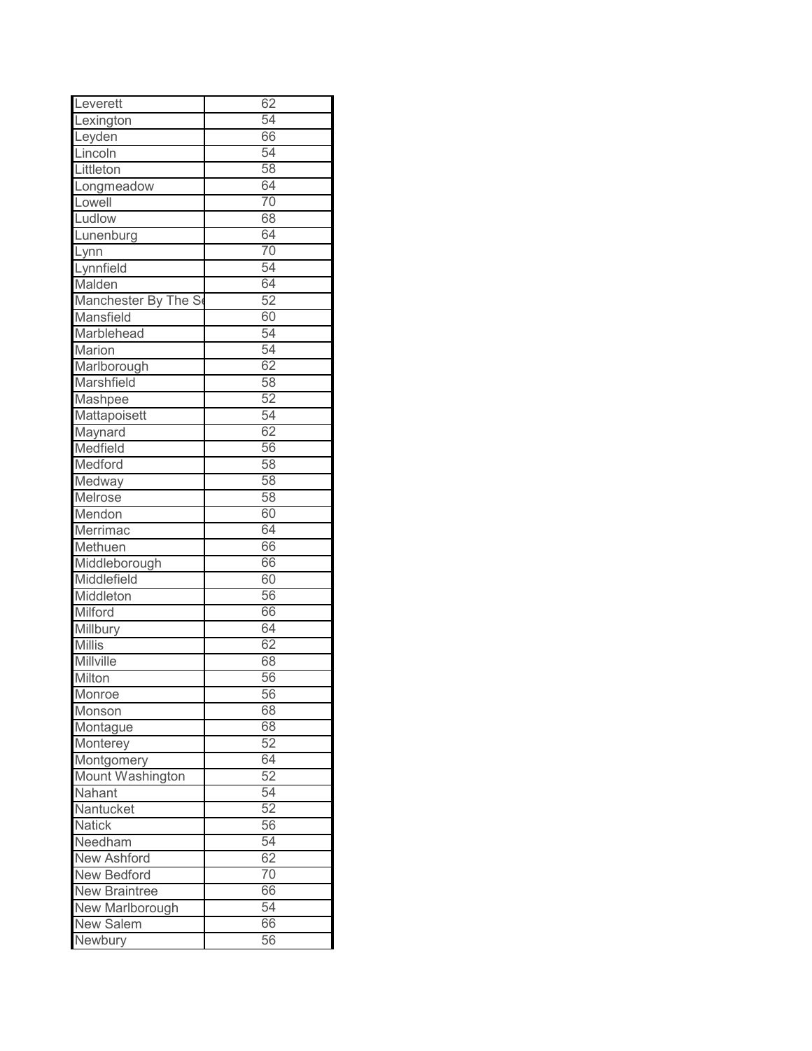| | |
|---|---|
| Leverett | 62 |
| Lexington | 54 |
| Leyden | 66 |
| Lincoln | 54 |
| Littleton | 58 |
| Longmeadow | 64 |
| Lowell | 70 |
| Ludlow | 68 |
| Lunenburg | 64 |
| Lynn | 70 |
| Lynnfield | 54 |
| Malden | 64 |
| Manchester By The Se | 52 |
| Mansfield | 60 |
| Marblehead | 54 |
| Marion | 54 |
| Marlborough | 62 |
| Marshfield | 58 |
| Mashpee | 52 |
| Mattapoisett | 54 |
| Maynard | 62 |
| Medfield | 56 |
| Medford | 58 |
| Medway | 58 |
| Melrose | 58 |
| Mendon | 60 |
| Merrimac | 64 |
| Methuen | 66 |
| Middleborough | 66 |
| Middlefield | 60 |
| Middleton | 56 |
| Milford | 66 |
| Millbury | 64 |
| Millis | 62 |
| Millville | 68 |
| Milton | 56 |
| Monroe | 56 |
| Monson | 68 |
| Montague | 68 |
| Monterey | 52 |
| Montgomery | 64 |
| Mount Washington | 52 |
| Nahant | 54 |
| Nantucket | 52 |
| Natick | 56 |
| Needham | 54 |
| New Ashford | 62 |
| New Bedford | 70 |
| New Braintree | 66 |
| New Marlborough | 54 |
| New Salem | 66 |
| Newbury | 56 |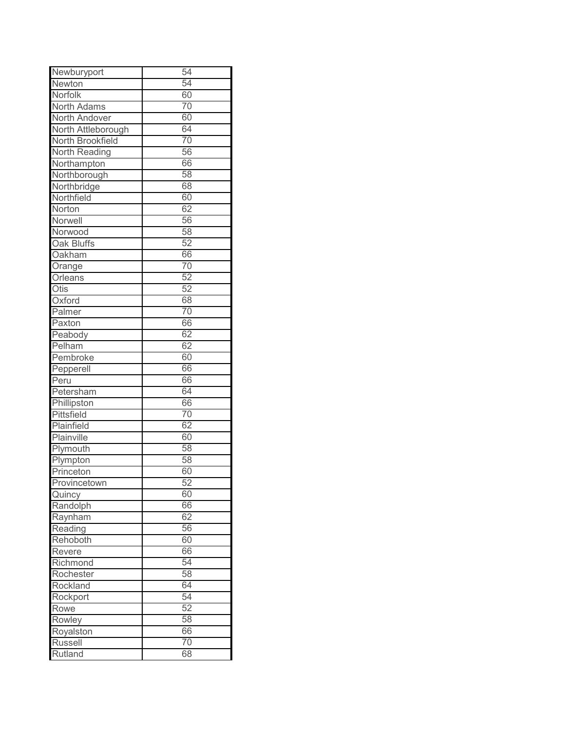| Newburyport | 54 |
|---|---|
| Newton | 54 |
| Norfolk | 60 |
| North Adams | 70 |
| North Andover | 60 |
| North Attleborough | 64 |
| North Brookfield | 70 |
| North Reading | 56 |
| Northampton | 66 |
| Northborough | 58 |
| Northbridge | 68 |
| Northfield | 60 |
| Norton | 62 |
| Norwell | 56 |
| Norwood | 58 |
| Oak Bluffs | 52 |
| Oakham | 66 |
| Orange | 70 |
| Orleans | 52 |
| Otis | 52 |
| Oxford | 68 |
| Palmer | 70 |
| Paxton | 66 |
| Peabody | 62 |
| Pelham | 62 |
| Pembroke | 60 |
| Pepperell | 66 |
| Peru | 66 |
| Petersham | 64 |
| Phillipston | 66 |
| Pittsfield | 70 |
| Plainfield | 62 |
| Plainville | 60 |
| Plymouth | 58 |
| Plympton | 58 |
| Princeton | 60 |
| Provincetown | 52 |
| Quincy | 60 |
| Randolph | 66 |
| Raynham | 62 |
| Reading | 56 |
| Rehoboth | 60 |
| Revere | 66 |
| Richmond | 54 |
| Rochester | 58 |
| Rockland | 64 |
| Rockport | 54 |
| Rowe | 52 |
| Rowley | 58 |
| Royalston | 66 |
| Russell | 70 |
| Rutland | 68 |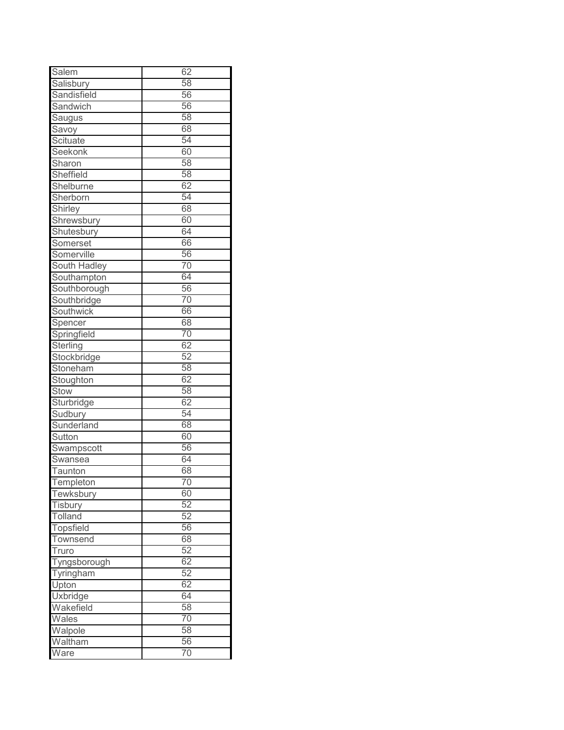| | |
|---|---|
| Salem | 62 |
| Salisbury | 58 |
| Sandisfield | 56 |
| Sandwich | 56 |
| Saugus | 58 |
| Savoy | 68 |
| Scituate | 54 |
| Seekonk | 60 |
| Sharon | 58 |
| Sheffield | 58 |
| Shelburne | 62 |
| Sherborn | 54 |
| Shirley | 68 |
| Shrewsbury | 60 |
| Shutesbury | 64 |
| Somerset | 66 |
| Somerville | 56 |
| South Hadley | 70 |
| Southampton | 64 |
| Southborough | 56 |
| Southbridge | 70 |
| Southwick | 66 |
| Spencer | 68 |
| Springfield | 70 |
| Sterling | 62 |
| Stockbridge | 52 |
| Stoneham | 58 |
| Stoughton | 62 |
| Stow | 58 |
| Sturbridge | 62 |
| Sudbury | 54 |
| Sunderland | 68 |
| Sutton | 60 |
| Swampscott | 56 |
| Swansea | 64 |
| Taunton | 68 |
| Templeton | 70 |
| Tewksbury | 60 |
| Tisbury | 52 |
| Tolland | 52 |
| Topsfield | 56 |
| Townsend | 68 |
| Truro | 52 |
| Tyngsborough | 62 |
| Tyringham | 52 |
| Upton | 62 |
| Uxbridge | 64 |
| Wakefield | 58 |
| Wales | 70 |
| Walpole | 58 |
| Waltham | 56 |
| Ware | 70 |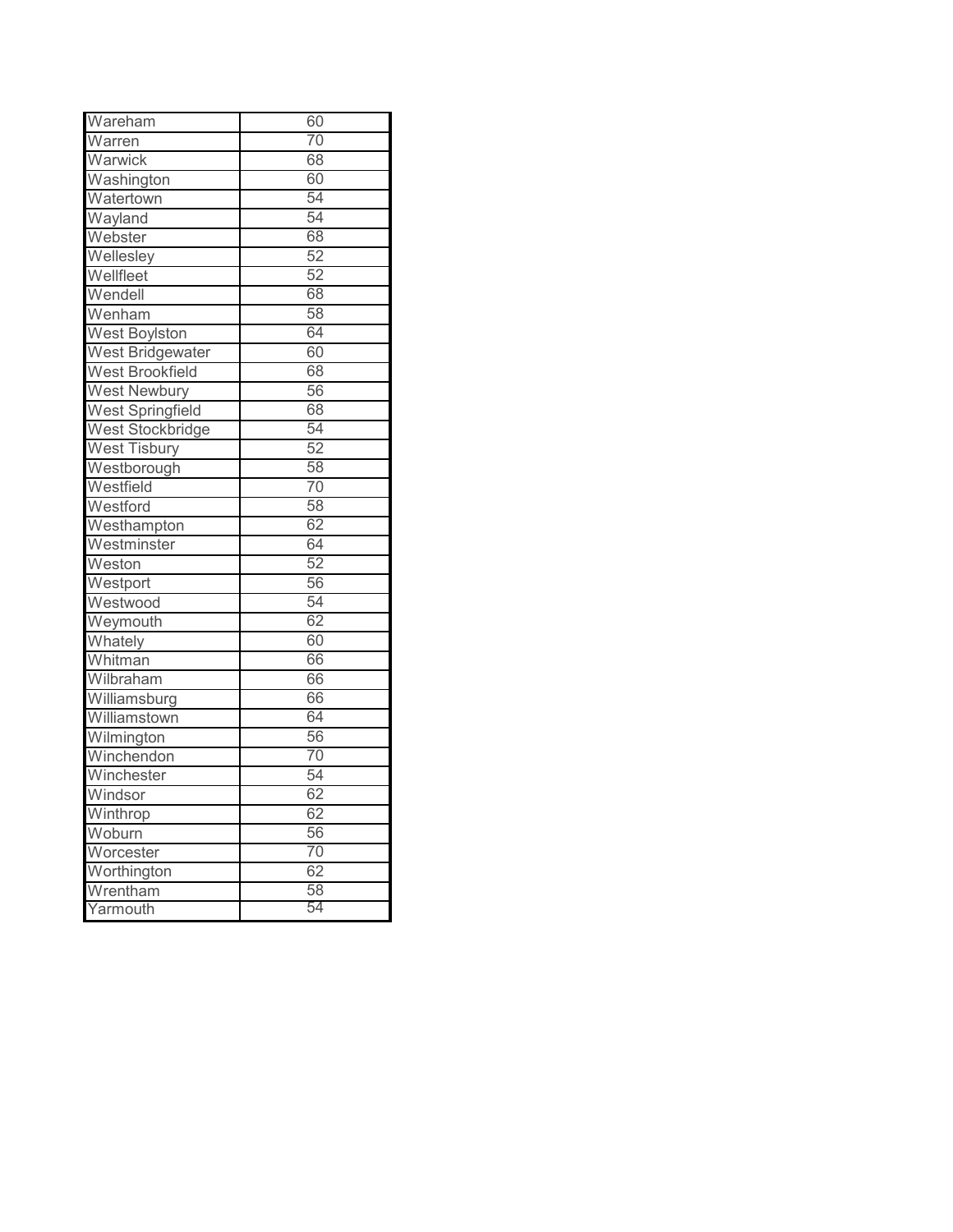| | |
|---|---|
| Wareham | 60 |
| Warren | 70 |
| Warwick | 68 |
| Washington | 60 |
| Watertown | 54 |
| Wayland | 54 |
| Webster | 68 |
| Wellesley | 52 |
| Wellfleet | 52 |
| Wendell | 68 |
| Wenham | 58 |
| West Boylston | 64 |
| West Bridgewater | 60 |
| West Brookfield | 68 |
| West Newbury | 56 |
| West Springfield | 68 |
| West Stockbridge | 54 |
| West Tisbury | 52 |
| Westborough | 58 |
| Westfield | 70 |
| Westford | 58 |
| Westhampton | 62 |
| Westminster | 64 |
| Weston | 52 |
| Westport | 56 |
| Westwood | 54 |
| Weymouth | 62 |
| Whately | 60 |
| Whitman | 66 |
| Wilbraham | 66 |
| Williamsburg | 66 |
| Williamstown | 64 |
| Wilmington | 56 |
| Winchendon | 70 |
| Winchester | 54 |
| Windsor | 62 |
| Winthrop | 62 |
| Woburn | 56 |
| Worcester | 70 |
| Worthington | 62 |
| Wrentham | 58 |
| Yarmouth | 54 |